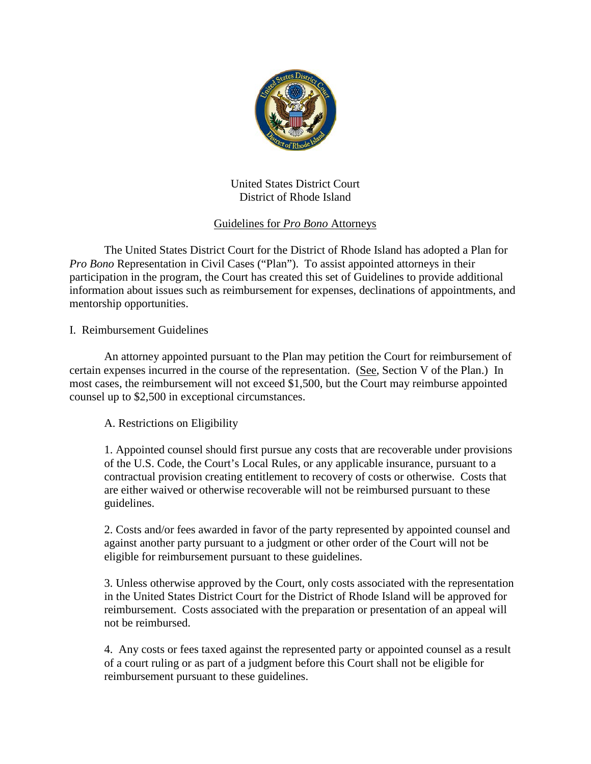United States District Court
District of Rhode Island

## Guidelines for *Pro Bono* Attorneys

The United States District Court for the District of Rhode Island has adopted a Plan for *Pro Bono* Representation in Civil Cases ("Plan"). To assist appointed attorneys in their participation in the program, the Court has created this set of Guidelines to provide additional information about issues such as reimbursement for expenses, declinations of appointments, and mentorship opportunities.

### I. Reimbursement Guidelines

An attorney appointed pursuant to the Plan may petition the Court for reimbursement of certain expenses incurred in the course of the representation. (See, Section V of the Plan.) In most cases, the reimbursement will not exceed $1,500, but the Court may reimburse appointed counsel up to $2,500 in exceptional circumstances.

#### A. Restrictions on Eligibility

1. Appointed counsel should first pursue any costs that are recoverable under provisions of the U.S. Code, the Court's Local Rules, or any applicable insurance, pursuant to a contractual provision creating entitlement to recovery of costs or otherwise. Costs that are either waived or otherwise recoverable will not be reimbursed pursuant to these guidelines.

2. Costs and/or fees awarded in favor of the party represented by appointed counsel and against another party pursuant to a judgment or other order of the Court will not be eligible for reimbursement pursuant to these guidelines.

3. Unless otherwise approved by the Court, only costs associated with the representation in the United States District Court for the District of Rhode Island will be approved for reimbursement. Costs associated with the preparation or presentation of an appeal will not be reimbursed.

4. Any costs or fees taxed against the represented party or appointed counsel as a result of a court ruling or as part of a judgment before this Court shall not be eligible for reimbursement pursuant to these guidelines.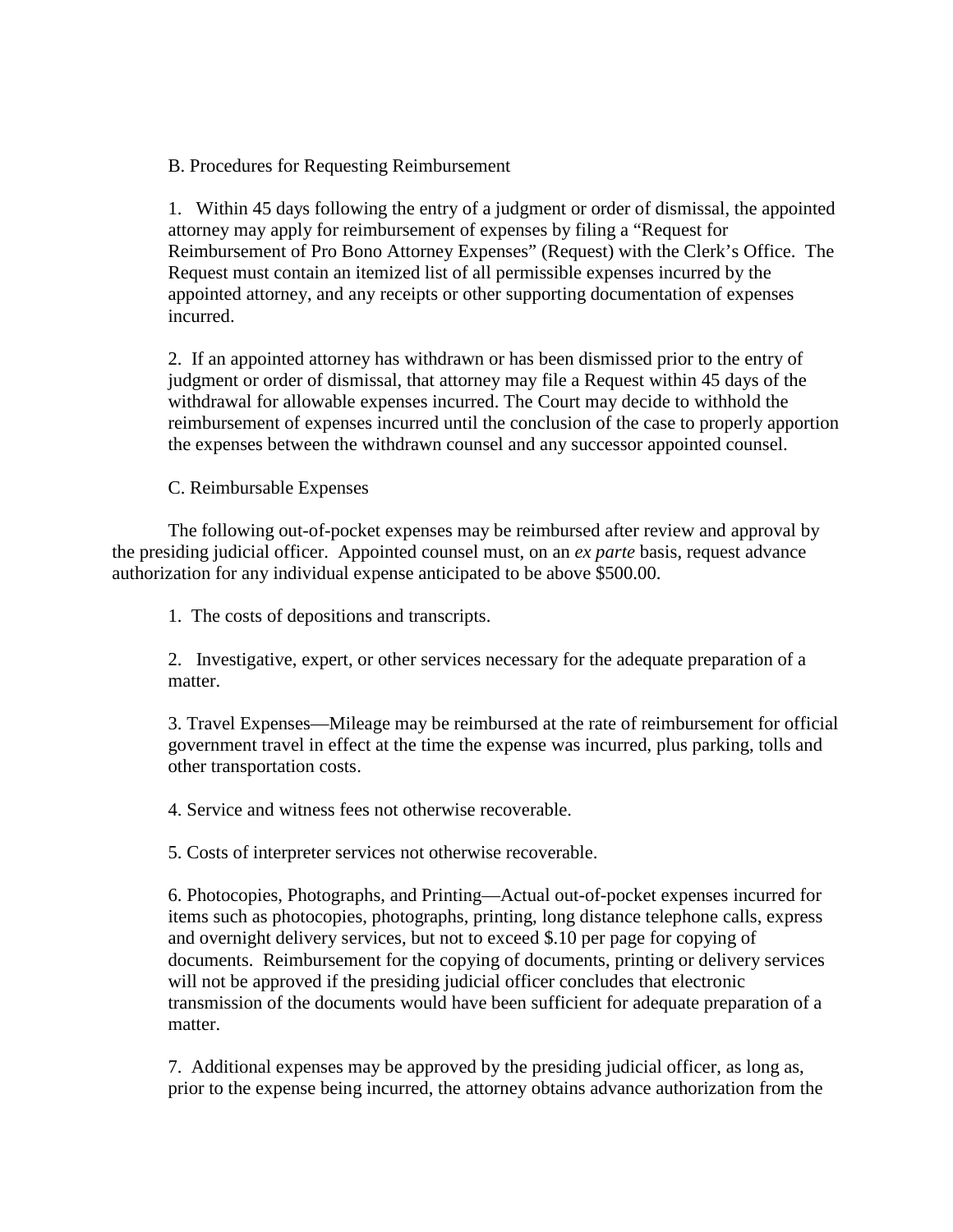B. Procedures for Requesting Reimbursement

1. Within 45 days following the entry of a judgment or order of dismissal, the appointed attorney may apply for reimbursement of expenses by filing a "Request for Reimbursement of Pro Bono Attorney Expenses" (Request) with the Clerk's Office. The Request must contain an itemized list of all permissible expenses incurred by the appointed attorney, and any receipts or other supporting documentation of expenses incurred.

2. If an appointed attorney has withdrawn or has been dismissed prior to the entry of judgment or order of dismissal, that attorney may file a Request within 45 days of the withdrawal for allowable expenses incurred. The Court may decide to withhold the reimbursement of expenses incurred until the conclusion of the case to properly apportion the expenses between the withdrawn counsel and any successor appointed counsel.

C. Reimbursable Expenses

The following out-of-pocket expenses may be reimbursed after review and approval by the presiding judicial officer. Appointed counsel must, on an *ex parte* basis, request advance authorization for any individual expense anticipated to be above $500.00.

1. The costs of depositions and transcripts.

2. Investigative, expert, or other services necessary for the adequate preparation of a matter.

3. Travel Expenses—Mileage may be reimbursed at the rate of reimbursement for official government travel in effect at the time the expense was incurred, plus parking, tolls and other transportation costs.

4. Service and witness fees not otherwise recoverable.

5. Costs of interpreter services not otherwise recoverable.

6. Photocopies, Photographs, and Printing—Actual out-of-pocket expenses incurred for items such as photocopies, photographs, printing, long distance telephone calls, express and overnight delivery services, but not to exceed $.10 per page for copying of documents. Reimbursement for the copying of documents, printing or delivery services will not be approved if the presiding judicial officer concludes that electronic transmission of the documents would have been sufficient for adequate preparation of a matter.

7. Additional expenses may be approved by the presiding judicial officer, as long as, prior to the expense being incurred, the attorney obtains advance authorization from the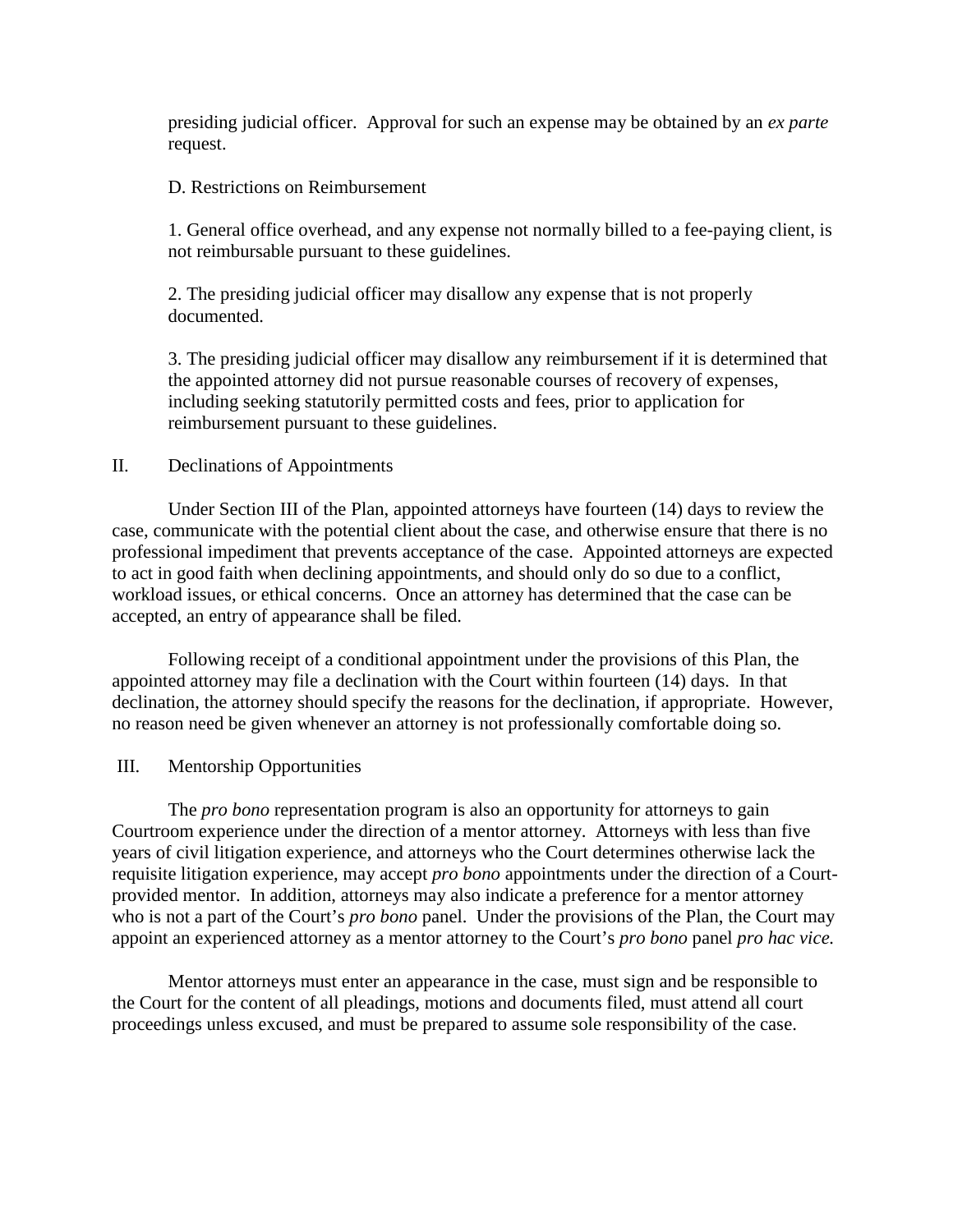presiding judicial officer. Approval for such an expense may be obtained by an *ex parte* request.

D. Restrictions on Reimbursement

1. General office overhead, and any expense not normally billed to a fee-paying client, is not reimbursable pursuant to these guidelines.

2. The presiding judicial officer may disallow any expense that is not properly documented.

3. The presiding judicial officer may disallow any reimbursement if it is determined that the appointed attorney did not pursue reasonable courses of recovery of expenses, including seeking statutorily permitted costs and fees, prior to application for reimbursement pursuant to these guidelines.

## II. Declinations of Appointments

Under Section III of the Plan, appointed attorneys have fourteen (14) days to review the case, communicate with the potential client about the case, and otherwise ensure that there is no professional impediment that prevents acceptance of the case. Appointed attorneys are expected to act in good faith when declining appointments, and should only do so due to a conflict, workload issues, or ethical concerns. Once an attorney has determined that the case can be accepted, an entry of appearance shall be filed.

Following receipt of a conditional appointment under the provisions of this Plan, the appointed attorney may file a declination with the Court within fourteen (14) days. In that declination, the attorney should specify the reasons for the declination, if appropriate. However, no reason need be given whenever an attorney is not professionally comfortable doing so.

## III. Mentorship Opportunities

The *pro bono* representation program is also an opportunity for attorneys to gain Courtroom experience under the direction of a mentor attorney. Attorneys with less than five years of civil litigation experience, and attorneys who the Court determines otherwise lack the requisite litigation experience, may accept *pro bono* appointments under the direction of a Court-provided mentor. In addition, attorneys may also indicate a preference for a mentor attorney who is not a part of the Court's *pro bono* panel. Under the provisions of the Plan, the Court may appoint an experienced attorney as a mentor attorney to the Court's *pro bono* panel *pro hac vice.*

Mentor attorneys must enter an appearance in the case, must sign and be responsible to the Court for the content of all pleadings, motions and documents filed, must attend all court proceedings unless excused, and must be prepared to assume sole responsibility of the case.